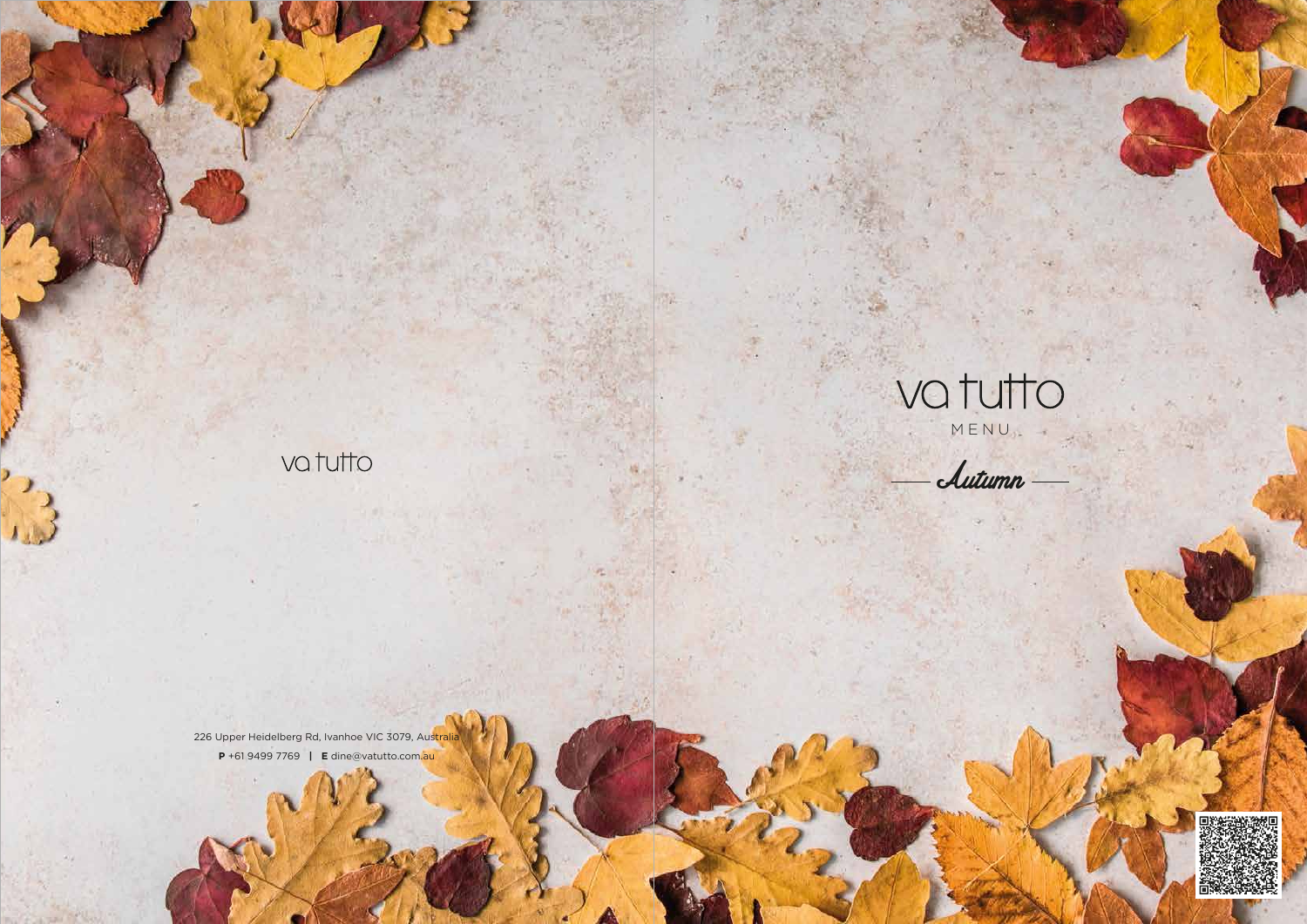va tutto

226 Upper Heidelberg Rd, Ivanhoe VIC 3079, Australia

**P** +61 9499 7769 | **E** dine@vatutto.com.au

# va tutto

MENU

— *Autumn* —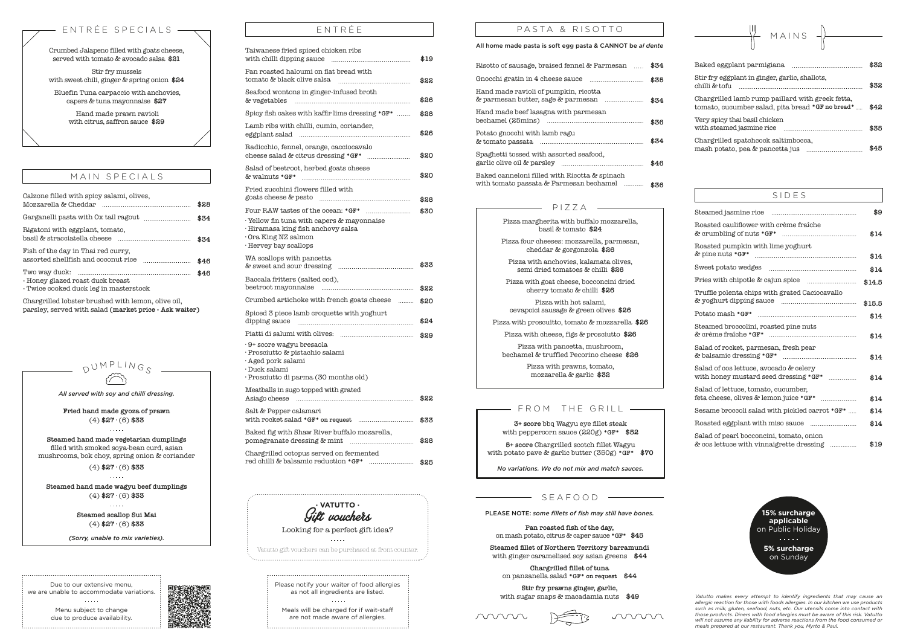## ENTRÉE SPECIALS

Crumbed Jalapeno filled with goats cheese, served with tomato & avocado salsa **$21**

Stir fry mussels with sweet chili, ginger & spring onion **$24**

Bluefin Tuna carpaccio with anchovies, capers & tuna mayonnaise **$27**

Hand made prawn ravioli with citrus, saffron sauce **$29**

## MAIN SPECIALS

| | |
|---|---|
| Calzone filled with spicy salami, olives, Mozzarella & Cheddar | $28 |
| Garganelli pasta with Ox tail ragout | $34 |
| Rigatoni with eggplant, tomato, basil & stracciatella cheese | $34 |
| Fish of the day in Thai red curry, assorted shellfish and coconut rice | $46 |
| Two way duck: - Honey glazed roast duck breast - Twice cooked duck leg in masterstock | $46 |

Chargrilled lobster brushed with lemon, olive oil, parsley, served with salad **(market price - Ask waiter)**

## DUMPLINGS

*All served with soy and chilli dressing.*

**Fried hand made gyoza of prawn**
(4) **$27** · (6) **$33**

**Steamed hand made vegetarian dumplings**
filled with smoked soya-bean curd, asian mushrooms, bok choy, spring onion & coriander
(4) **$27** · (6) **$33**

**Steamed hand made wagyu beef dumplings**
(4) **$27** · (6) **$33**

**Steamed scallop Sui Mai**
(4) **$27** · (6) **$33**

*(Sorry, unable to mix varieties).*

Due to our extensive menu, we are unable to accommodate variations.

Menu subject to change due to produce availability.

## ENTRÉE

| | |
|---|---|
| Taiwanese fried spiced chicken ribs with chilli dipping sauce | $19 |
| Pan roasted haloumi on flat bread with tomato & black olive salsa | $22 |
| Seafood wontons in ginger-infused broth & vegetables | $26 |
| Spicy fish cakes with kaffir lime dressing *GF* | $28 |
| Lamb ribs with chilli, cumin, coriander, eggplant salad | $26 |
| Radicchio, fennel, orange, cacciocavalo cheese salad & citrus dressing *GF* | $20 |
| Salad of beetroot, herbed goats cheese & walnuts *GF* | $20 |
| Fried zucchini flowers filled with goats cheese & pesto | $28 |
| Four RAW tastes of the ocean: *GF* · Yellow fin tuna with capers & mayonnaise · Hiramasa king fish anchovy salsa · Ora King NZ salmon · Hervey bay scallops | $30 |
| WA scallops with pancetta & sweet and sour dressing | $33 |
| Baccala fritters (salted cod), beetroot mayonnaise | $22 |
| Crumbed artichoke with french goats cheese | $20 |
| Spiced 3 piece lamb croquette with yoghurt dipping sauce | $24 |
| Piatti di salumi with olives: · 9+ score wagyu bresaola · Prosciutto & pistachio salami · Aged pork salami · Duck salami · Prosciutto di parma (30 months old) | $29 |
| Meatballs in sugo topped with grated Asiago cheese | $22 |
| Salt & Pepper calamari with rocket salad *GF* on request | $33 |
| Baked fig with Shaw River buffalo mozarella, pomegranate dressing & mint | $28 |
| Chargrilled octopus served on fermented red chilli & balsamic reduction *GF* | $25 |

**· VATUTTO ·**
*Gift vouchers*

Looking for a perfect gift idea?

Vatutto gift vouchers can be purchased at front counter.

Please notify your waiter of food allergies as not all ingredients are listed.

Meals will be charged for if wait-staff are not made aware of allergies.

## PASTA & RISOTTO

All home made pasta is soft egg pasta & CANNOT be *al dente*

| | |
|---|---|
| Risotto of sausage, braised fennel & Parmesan | $34 |
| Gnocchi gratin in 4 cheese sauce | $35 |
| Hand made ravioli of pumpkin, ricotta & parmesan butter, sage & parmesan | $34 |
| Hand made beef lasagna with parmesan bechamel (25mins) | $36 |
| Potato gnocchi with lamb ragu & tomato passata | $34 |
| Spaghetti tossed with assorted seafood, garlic olive oil & parsley | $46 |
| Baked canneloni filled with Ricotta & spinach with tomato passata & Parmesan bechamel | $36 |

## PIZZA

Pizza margherita with buffalo mozzarella, basil & tomato **$24**

Pizza four cheeses: mozzarella, parmesan, cheddar & gorgonzola **$26**

Pizza with anchovies, kalamata olives, semi dried tomatoes & chilli **$26**

Pizza with goat cheese, bocconcini dried cherry tomato & chilli **$26**

Pizza with hot salami, cevapcici sausage & green olives **$26**

Pizza with proscuitto, tomato & mozzarella **$26**

Pizza with cheese, figs & prosciutto **$26**

Pizza with pancetta, mushroom, bechamel & truffled Pecorino cheese **$26**

Pizza with prawns, tomato, mozzarella & garlic **$32**

## FROM THE GRILL

**3+ score** bbq Wagyu eye fillet steak with peppercorn sauce (220g) *GF* **$52**

**5+ score** Chargrilled scotch fillet Wagyu with potato pave & garlic butter (350g) *GF* **$70**

*No variations. We do not mix and match sauces.*

## SEAFOOD

PLEASE NOTE: *some fillets of fish may still have bones.*

**Pan roasted fish of the day,** on mash potato, citrus & caper sauce *GF* **$45**

**Steamed fillet of Northern Territory barramundi** with ginger caramelised soy asian greens **$44**

**Chargrilled fillet of tuna** on panzanella salad *GF* on request **$44**

**Stir fry prawns ginger, garlic,** with sugar snaps & macadamia nuts **$49**

## MAINS

| | |
|---|---|
| Baked eggplant parmigiana | $32 |
| Stir fry eggplant in ginger, garlic, shallots, chilli & tofu | $32 |
| Chargrilled lamb rump paillard with greek fetta, tomato, cucumber salad, pita bread *GF no bread* | $42 |
| Very spicy thai basil chicken with steamed jasmine rice | $35 |
| Chargrilled spatchcock saltimbocca, mash potato, pea & pancetta jus | $45 |

## SIDES

| | |
|---|---|
| Steamed jasmine rice | $9 |
| Roasted cauliflower with crème fraîche & crumbling of nuts *GF* | $14 |
| Roasted pumpkin with lime yoghurt & pine nuts *GF* | $14 |
| Sweet potato wedges | $14 |
| Fries with chipotle & cajun spice | $14.5 |
| Truffle polenta chips with grated Caciocavallo & yoghurt dipping sauce | $15.5 |
| Potato mash *GF* | $14 |
| Steamed broccolini, roasted pine nuts & crème fraîche *GF* | $14 |
| Salad of rocket, parmesan, fresh pear & balsamic dressing *GF* | $14 |
| Salad of cos lettuce, avocado & celery with honey mustard seed dressing *GF* | $14 |
| Salad of lettuce, tomato, cucumber, feta cheese, olives & lemon juice *GF* | $14 |
| Sesame broccoli salad with pickled carrot *GF* | $14 |
| Roasted eggplant with miso sauce | $14 |
| Salad of pearl bocconcini, tomato, onion & cos lettuce with vinnaigrette dressing | $19 |

**15% surcharge applicable** on Public Holiday

**5% surcharge** on Sunday

*Vatutto makes every attempt to identify ingredients that may cause an allergic reaction for those with foods allergies. In our kitchen we use products such as milk, gluten, seafood, nuts, etc. Our utensils come into contact with those products. Diners with food allergies must be aware of this risk. Vatutto will not assume any liability for adverse reactions from the food consumed or meals prepared at our restaurant. Thank you, Myrto & Paul.*